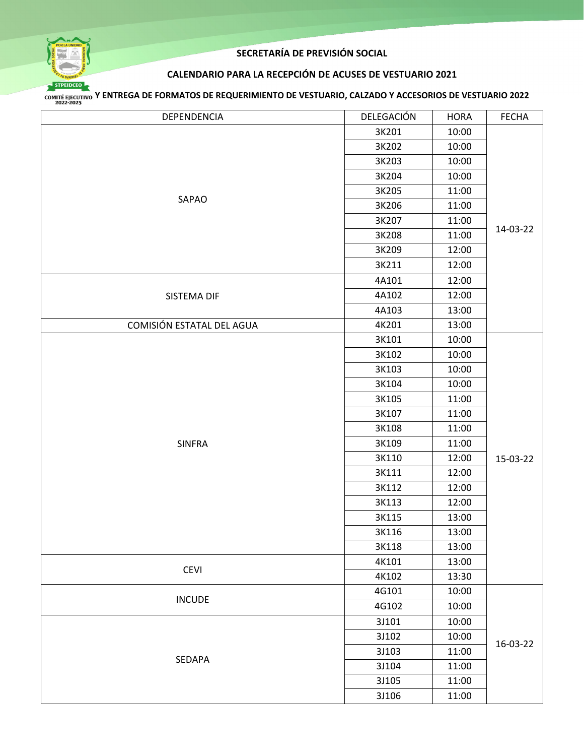**SECRETARÍA DE PREVISIÓN SOCIAL**

**CALENDARIO PARA LA RECEPCIÓN DE ACUSES DE VESTUARIO 2021**

**Y ENTREGA DE FORMATOS DE REQUERIMIENTO DE VESTUARIO, CALZADO Y ACCESORIOS DE VESTUARIO 2022**

| DEPENDENCIA | DELEGACIÓN | HORA | FECHA |
|---|---|---|---|
| SAPAO | 3K201 | 10:00 | 14-03-22 |
| | 3K202 | 10:00 | |
| | 3K203 | 10:00 | |
| | 3K204 | 10:00 | |
| | 3K205 | 11:00 | |
| | 3K206 | 11:00 | |
| | 3K207 | 11:00 | |
| | 3K208 | 11:00 | |
| | 3K209 | 12:00 | |
| | 3K211 | 12:00 | |
| SISTEMA DIF | 4A101 | 12:00 | |
| | 4A102 | 12:00 | |
| | 4A103 | 13:00 | |
| COMISIÓN ESTATAL DEL AGUA | 4K201 | 13:00 | |
| SINFRA | 3K101 | 10:00 | 15-03-22 |
| | 3K102 | 10:00 | |
| | 3K103 | 10:00 | |
| | 3K104 | 10:00 | |
| | 3K105 | 11:00 | |
| | 3K107 | 11:00 | |
| | 3K108 | 11:00 | |
| | 3K109 | 11:00 | |
| | 3K110 | 12:00 | |
| | 3K111 | 12:00 | |
| | 3K112 | 12:00 | |
| | 3K113 | 12:00 | |
| | 3K115 | 13:00 | |
| | 3K116 | 13:00 | |
| | 3K118 | 13:00 | |
| CEVI | 4K101 | 13:00 | |
| | 4K102 | 13:30 | |
| INCUDE | 4G101 | 10:00 | 16-03-22 |
| | 4G102 | 10:00 | |
| SEDAPA | 3J101 | 10:00 | |
| | 3J102 | 10:00 | |
| | 3J103 | 11:00 | |
| | 3J104 | 11:00 | |
| | 3J105 | 11:00 | |
| | 3J106 | 11:00 | |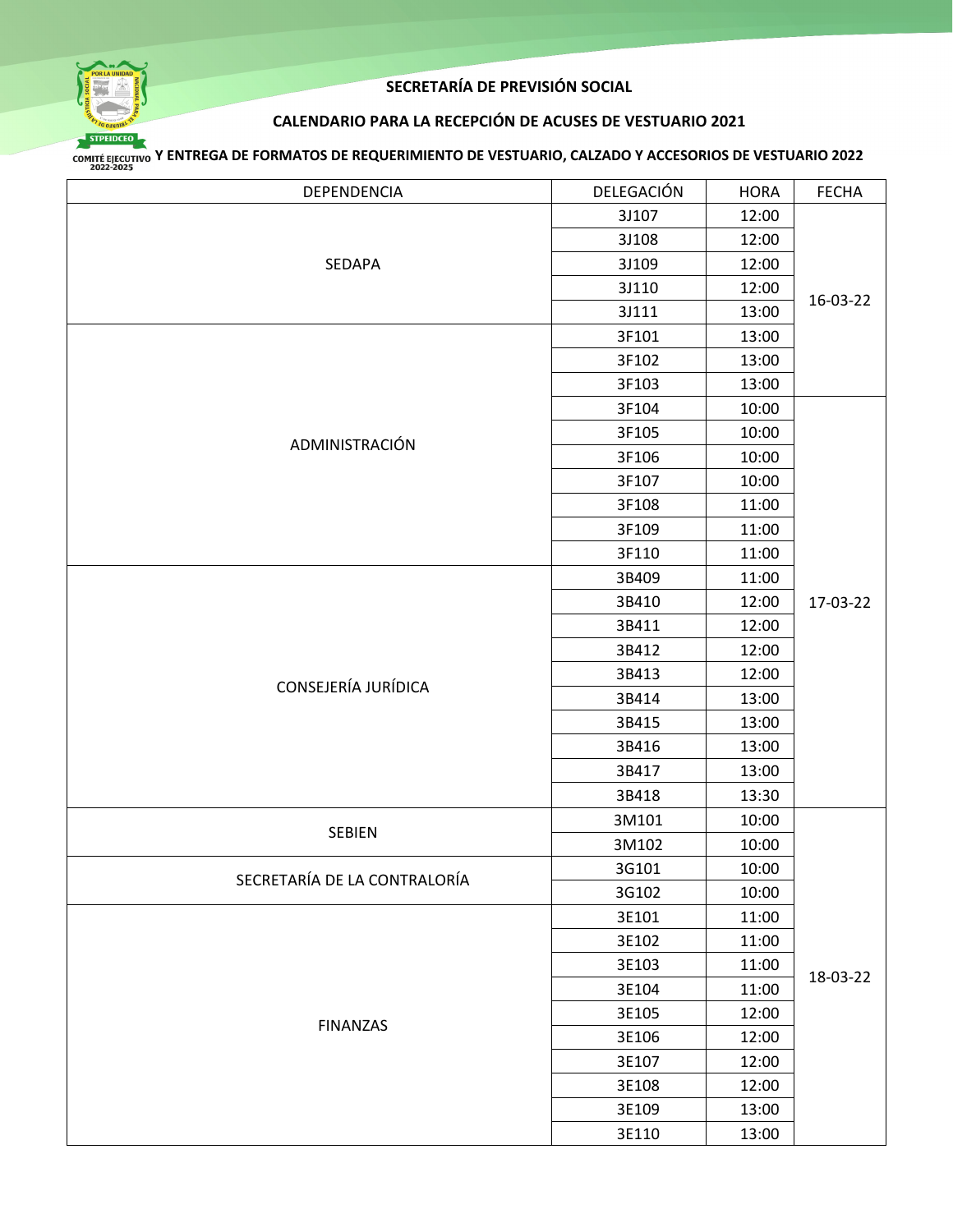**SECRETARÍA DE PREVISIÓN SOCIAL**

**CALENDARIO PARA LA RECEPCIÓN DE ACUSES DE VESTUARIO 2021**

**Y ENTREGA DE FORMATOS DE REQUERIMIENTO DE VESTUARIO, CALZADO Y ACCESORIOS DE VESTUARIO 2022**

| DEPENDENCIA | DELEGACIÓN | HORA | FECHA |
|---|---|---|---|
| SEDAPA | 3J107 | 12:00 | 16-03-22 |
| | 3J108 | 12:00 | |
| | 3J109 | 12:00 | |
| | 3J110 | 12:00 | |
| | 3J111 | 13:00 | |
| ADMINISTRACIÓN | 3F101 | 13:00 | |
| | 3F102 | 13:00 | |
| | 3F103 | 13:00 | |
| | 3F104 | 10:00 | 17-03-22 |
| | 3F105 | 10:00 | |
| | 3F106 | 10:00 | |
| | 3F107 | 10:00 | |
| | 3F108 | 11:00 | |
| | 3F109 | 11:00 | |
| | 3F110 | 11:00 | |
| CONSEJERÍA JURÍDICA | 3B409 | 11:00 | |
| | 3B410 | 12:00 | |
| | 3B411 | 12:00 | |
| | 3B412 | 12:00 | |
| | 3B413 | 12:00 | |
| | 3B414 | 13:00 | |
| | 3B415 | 13:00 | |
| | 3B416 | 13:00 | |
| | 3B417 | 13:00 | |
| | 3B418 | 13:30 | |
| SEBIEN | 3M101 | 10:00 | 18-03-22 |
| | 3M102 | 10:00 | |
| SECRETARÍA DE LA CONTRALORÍA | 3G101 | 10:00 | |
| | 3G102 | 10:00 | |
| FINANZAS | 3E101 | 11:00 | |
| | 3E102 | 11:00 | |
| | 3E103 | 11:00 | |
| | 3E104 | 11:00 | |
| | 3E105 | 12:00 | |
| | 3E106 | 12:00 | |
| | 3E107 | 12:00 | |
| | 3E108 | 12:00 | |
| | 3E109 | 13:00 | |
| | 3E110 | 13:00 | |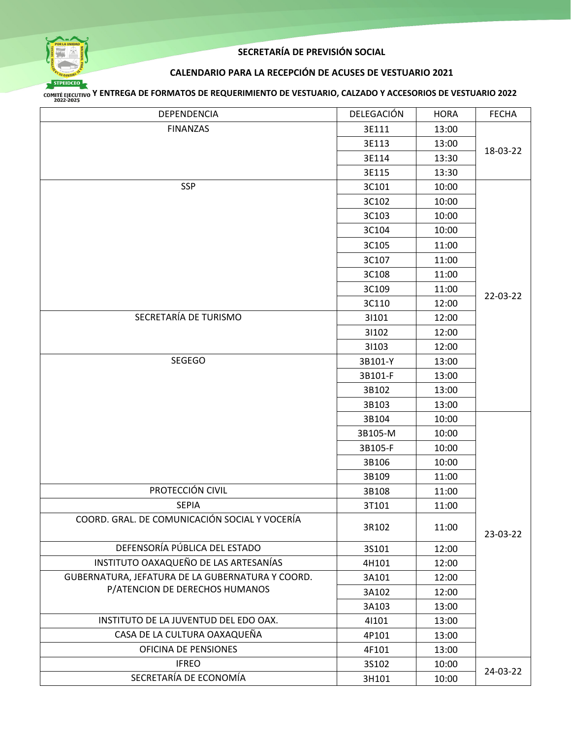**SECRETARÍA DE PREVISIÓN SOCIAL**

**CALENDARIO PARA LA RECEPCIÓN DE ACUSES DE VESTUARIO 2021**

**Y ENTREGA DE FORMATOS DE REQUERIMIENTO DE VESTUARIO, CALZADO Y ACCESORIOS DE VESTUARIO 2022**

| DEPENDENCIA | DELEGACIÓN | HORA | FECHA |
|---|---|---|---|
| FINANZAS | 3E111 | 13:00 | 18-03-22 |
| | 3E113 | 13:00 | |
| | 3E114 | 13:30 | |
| | 3E115 | 13:30 | |
| SSP | 3C101 | 10:00 | 22-03-22 |
| | 3C102 | 10:00 | |
| | 3C103 | 10:00 | |
| | 3C104 | 10:00 | |
| | 3C105 | 11:00 | |
| | 3C107 | 11:00 | |
| | 3C108 | 11:00 | |
| | 3C109 | 11:00 | |
| | 3C110 | 12:00 | |
| SECRETARÍA DE TURISMO | 3I101 | 12:00 | |
| | 3I102 | 12:00 | |
| | 3I103 | 12:00 | |
| SEGEGO | 3B101-Y | 13:00 | |
| | 3B101-F | 13:00 | |
| | 3B102 | 13:00 | |
| | 3B103 | 13:00 | |
| | 3B104 | 10:00 | 23-03-22 |
| | 3B105-M | 10:00 | |
| | 3B105-F | 10:00 | |
| | 3B106 | 10:00 | |
| | 3B109 | 11:00 | |
| PROTECCIÓN CIVIL | 3B108 | 11:00 | |
| SEPIA | 3T101 | 11:00 | |
| COORD. GRAL. DE COMUNICACIÓN SOCIAL Y VOCERÍA | 3R102 | 11:00 | |
| DEFENSORÍA PÚBLICA DEL ESTADO | 3S101 | 12:00 | |
| INSTITUTO OAXAQUEÑO DE LAS ARTESANÍAS | 4H101 | 12:00 | |
| GUBERNATURA, JEFATURA DE LA GUBERNATURA Y COORD. P/ATENCION DE DERECHOS HUMANOS | 3A101 | 12:00 | |
| | 3A102 | 12:00 | |
| | 3A103 | 13:00 | |
| INSTITUTO DE LA JUVENTUD DEL EDO OAX. | 4I101 | 13:00 | |
| CASA DE LA CULTURA OAXAQUEÑA | 4P101 | 13:00 | |
| OFICINA DE PENSIONES | 4F101 | 13:00 | |
| IFREO | 3S102 | 10:00 | 24-03-22 |
| SECRETARÍA DE ECONOMÍA | 3H101 | 10:00 | |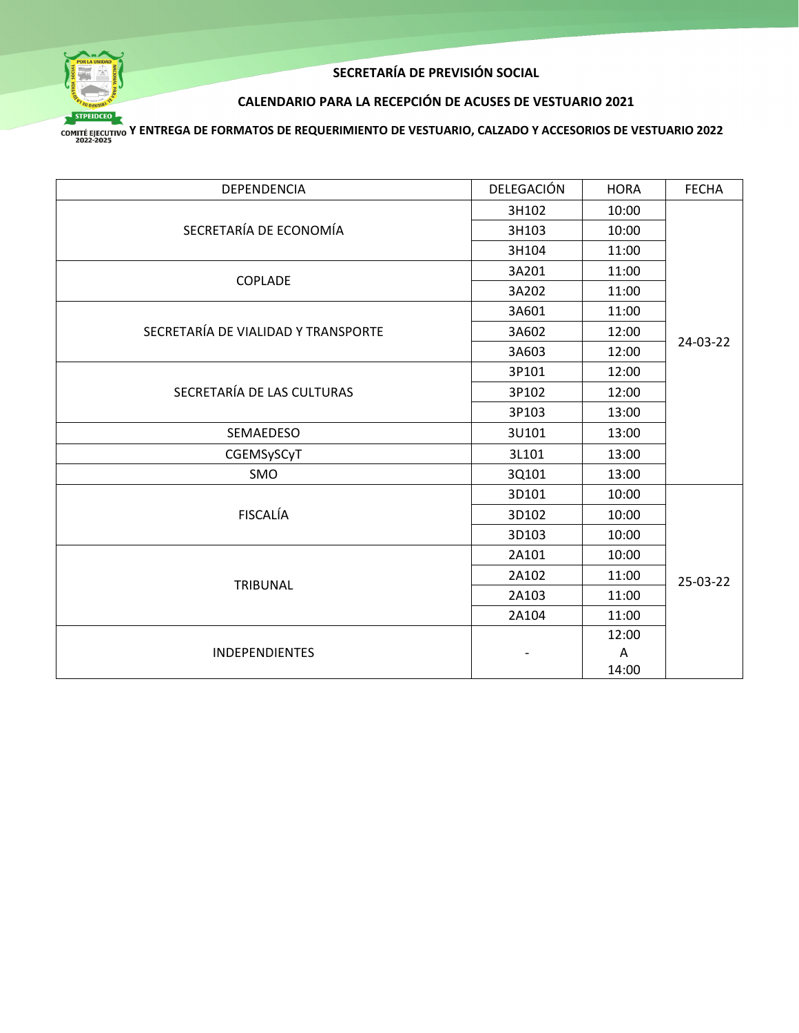**SECRETARÍA DE PREVISIÓN SOCIAL**

**CALENDARIO PARA LA RECEPCIÓN DE ACUSES DE VESTUARIO 2021**

**Y ENTREGA DE FORMATOS DE REQUERIMIENTO DE VESTUARIO, CALZADO Y ACCESORIOS DE VESTUARIO 2022**

| DEPENDENCIA | DELEGACIÓN | HORA | FECHA |
|---|---|---|---|
| SECRETARÍA DE ECONOMÍA | 3H102 | 10:00 | 24-03-22 |
| | 3H103 | 10:00 | |
| | 3H104 | 11:00 | |
| COPLADE | 3A201 | 11:00 | |
| | 3A202 | 11:00 | |
| SECRETARÍA DE VIALIDAD Y TRANSPORTE | 3A601 | 11:00 | |
| | 3A602 | 12:00 | |
| | 3A603 | 12:00 | |
| SECRETARÍA DE LAS CULTURAS | 3P101 | 12:00 | |
| | 3P102 | 12:00 | |
| | 3P103 | 13:00 | |
| SEMAEDESO | 3U101 | 13:00 | |
| CGEMSySCyT | 3L101 | 13:00 | |
| SMO | 3Q101 | 13:00 | |
| FISCALÍA | 3D101 | 10:00 | 25-03-22 |
| | 3D102 | 10:00 | |
| | 3D103 | 10:00 | |
| TRIBUNAL | 2A101 | 10:00 | |
| | 2A102 | 11:00 | |
| | 2A103 | 11:00 | |
| | 2A104 | 11:00 | |
| INDEPENDIENTES | - | 12:00 A 14:00 | |